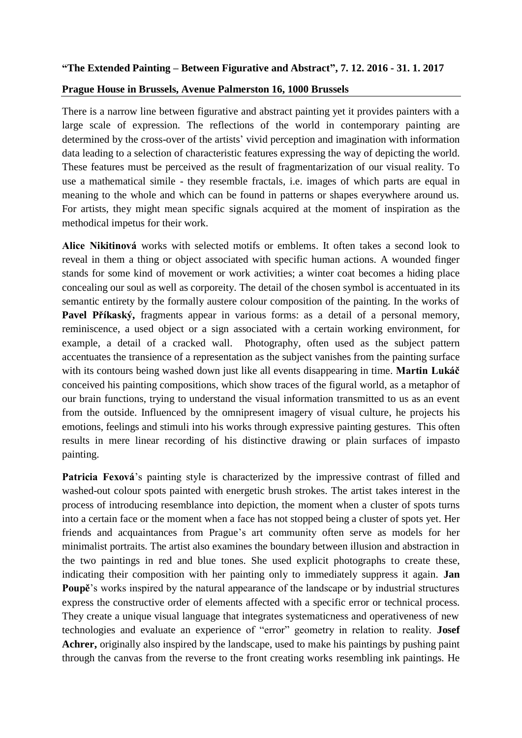**“The Extended Painting – Between Figurative and Abstract”, 7. 12. 2016 - 31. 1. 2017**

**Prague House in Brussels, Avenue Palmerston 16, 1000 Brussels**

There is a narrow line between figurative and abstract painting yet it provides painters with a large scale of expression. The reflections of the world in contemporary painting are determined by the cross-over of the artists’ vivid perception and imagination with information data leading to a selection of characteristic features expressing the way of depicting the world. These features must be perceived as the result of fragmentarization of our visual reality. To use a mathematical simile - they resemble fractals, i.e. images of which parts are equal in meaning to the whole and which can be found in patterns or shapes everywhere around us. For artists, they might mean specific signals acquired at the moment of inspiration as the methodical impetus for their work.

**Alice Nikitinová** works with selected motifs or emblems. It often takes a second look to reveal in them a thing or object associated with specific human actions. A wounded finger stands for some kind of movement or work activities; a winter coat becomes a hiding place concealing our soul as well as corporeity. The detail of the chosen symbol is accentuated in its semantic entirety by the formally austere colour composition of the painting. In the works of **Pavel Příkaský,** fragments appear in various forms: as a detail of a personal memory, reminiscence, a used object or a sign associated with a certain working environment, for example, a detail of a cracked wall. Photography, often used as the subject pattern accentuates the transience of a representation as the subject vanishes from the painting surface with its contours being washed down just like all events disappearing in time. **Martin Lukáč** conceived his painting compositions, which show traces of the figural world, as a metaphor of our brain functions, trying to understand the visual information transmitted to us as an event from the outside. Influenced by the omnipresent imagery of visual culture, he projects his emotions, feelings and stimuli into his works through expressive painting gestures. This often results in mere linear recording of his distinctive drawing or plain surfaces of impasto painting.

**Patricia Fexová**’s painting style is characterized by the impressive contrast of filled and washed-out colour spots painted with energetic brush strokes. The artist takes interest in the process of introducing resemblance into depiction, the moment when a cluster of spots turns into a certain face or the moment when a face has not stopped being a cluster of spots yet. Her friends and acquaintances from Prague’s art community often serve as models for her minimalist portraits. The artist also examines the boundary between illusion and abstraction in the two paintings in red and blue tones. She used explicit photographs to create these, indicating their composition with her painting only to immediately suppress it again. **Jan Poupě**’s works inspired by the natural appearance of the landscape or by industrial structures express the constructive order of elements affected with a specific error or technical process. They create a unique visual language that integrates systematicness and operativeness of new technologies and evaluate an experience of “error” geometry in relation to reality. **Josef Achrer,** originally also inspired by the landscape, used to make his paintings by pushing paint through the canvas from the reverse to the front creating works resembling ink paintings. He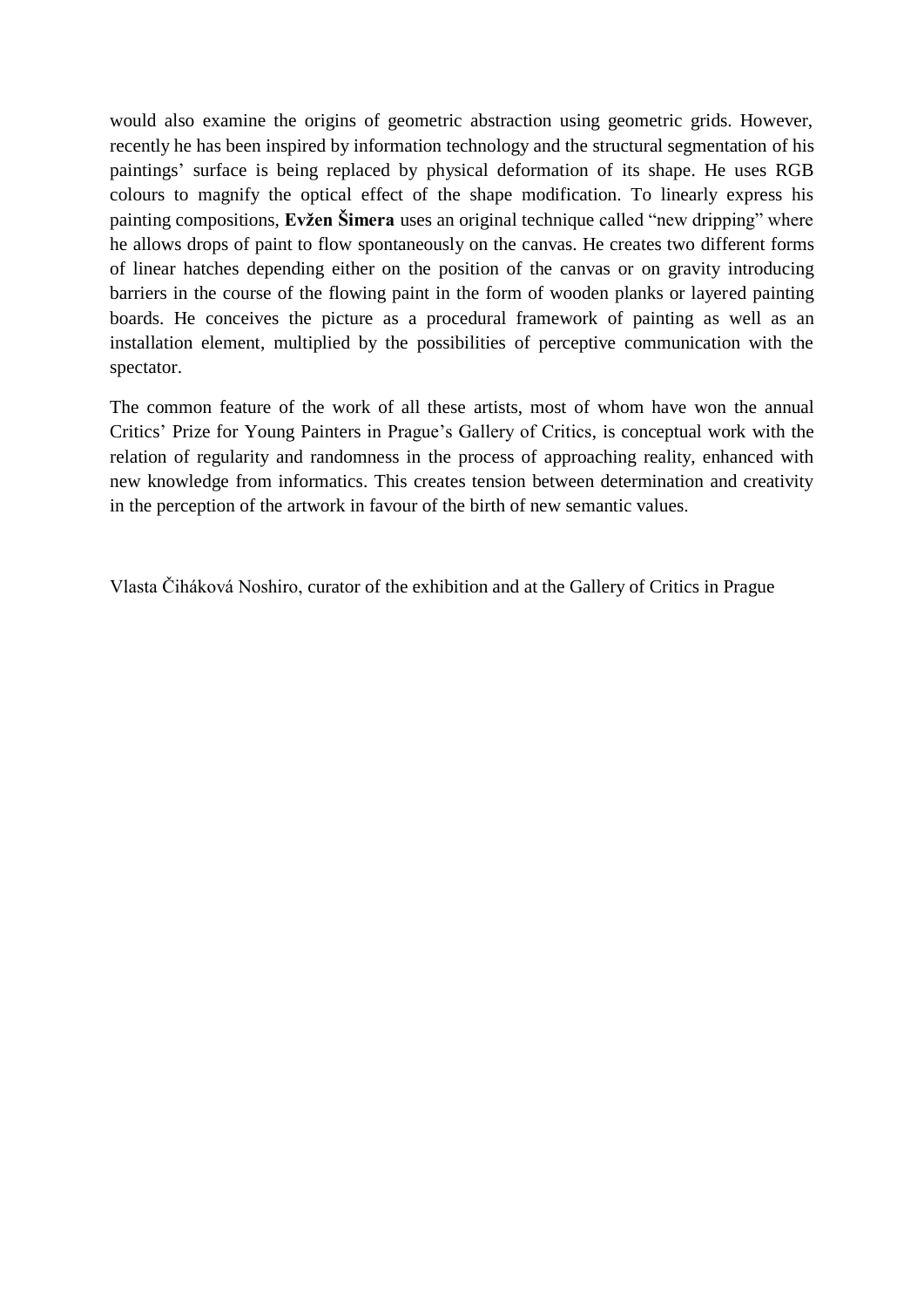would also examine the origins of geometric abstraction using geometric grids. However, recently he has been inspired by information technology and the structural segmentation of his paintings' surface is being replaced by physical deformation of its shape. He uses RGB colours to magnify the optical effect of the shape modification. To linearly express his painting compositions, **Evžen Šimera** uses an original technique called "new dripping" where he allows drops of paint to flow spontaneously on the canvas. He creates two different forms of linear hatches depending either on the position of the canvas or on gravity introducing barriers in the course of the flowing paint in the form of wooden planks or layered painting boards. He conceives the picture as a procedural framework of painting as well as an installation element, multiplied by the possibilities of perceptive communication with the spectator.

The common feature of the work of all these artists, most of whom have won the annual Critics' Prize for Young Painters in Prague's Gallery of Critics, is conceptual work with the relation of regularity and randomness in the process of approaching reality, enhanced with new knowledge from informatics. This creates tension between determination and creativity in the perception of the artwork in favour of the birth of new semantic values.

Vlasta Čiháková Noshiro, curator of the exhibition and at the Gallery of Critics in Prague